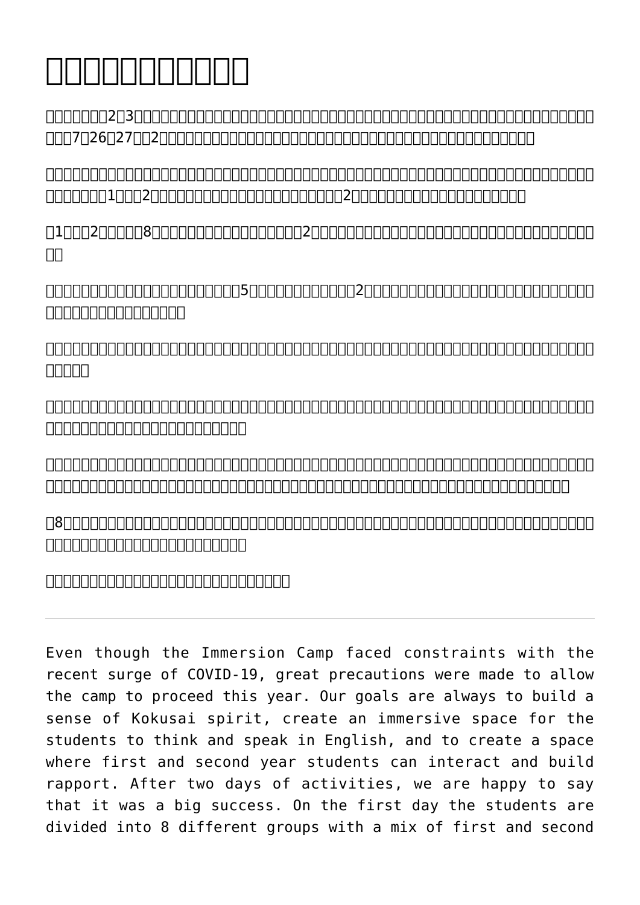Even though the Immersion Camp faced constraints with the recent surge of COVID-19, great precautions were made to allow the camp to proceed this year. Our goals are always to build a sense of Kokusai spirit, create an immersive space for the students to think and speak in English, and to create a space where first and second year students can interact and build rapport. After two days of activities, we are happy to say that it was a big success. On the first day the students are divided into 8 different groups with a mix of first and second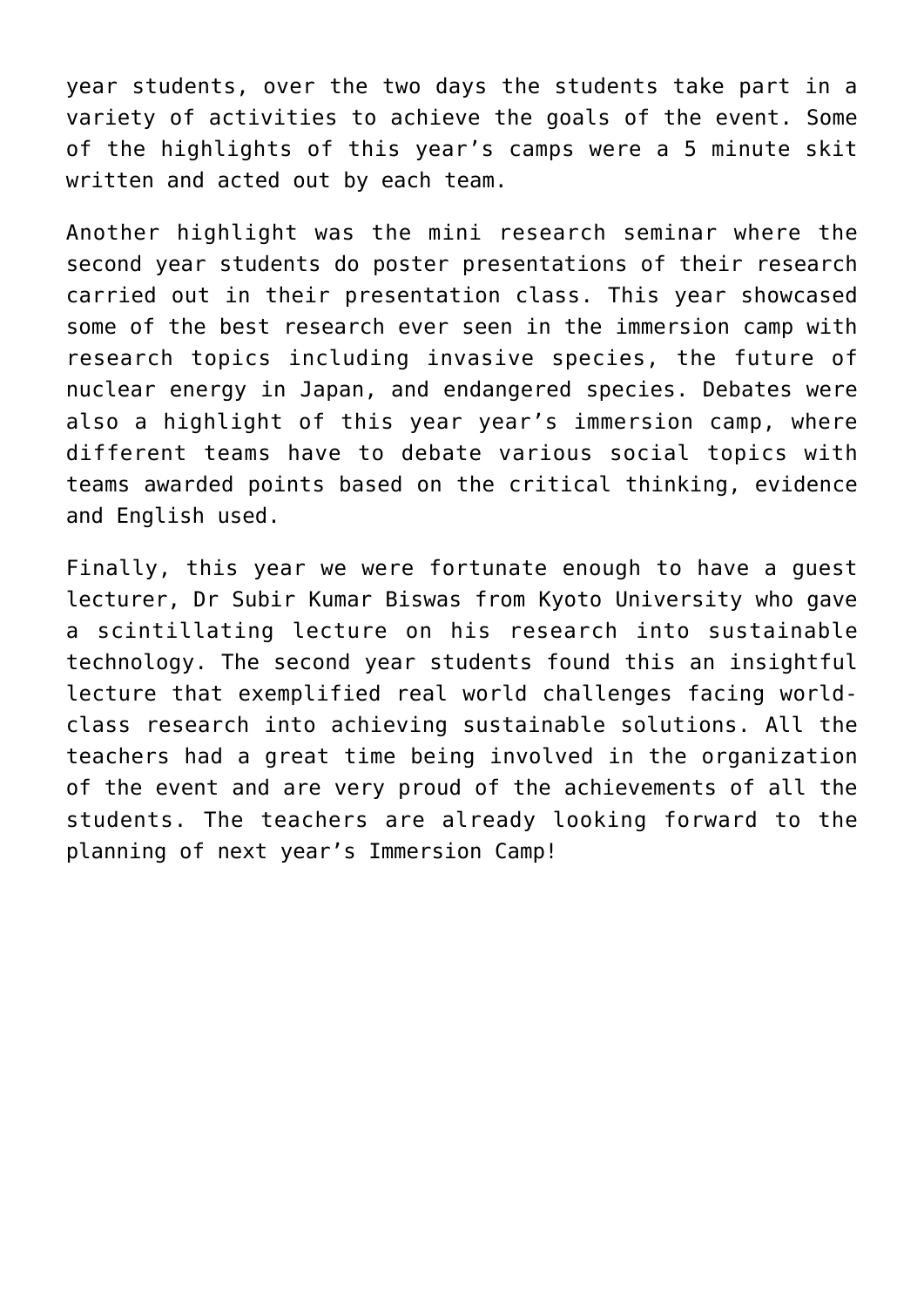year students, over the two days the students take part in a variety of activities to achieve the goals of the event. Some of the highlights of this year's camps were a 5 minute skit written and acted out by each team.

Another highlight was the mini research seminar where the second year students do poster presentations of their research carried out in their presentation class. This year showcased some of the best research ever seen in the immersion camp with research topics including invasive species, the future of nuclear energy in Japan, and endangered species. Debates were also a highlight of this year year's immersion camp, where different teams have to debate various social topics with teams awarded points based on the critical thinking, evidence and English used.

Finally, this year we were fortunate enough to have a guest lecturer, Dr Subir Kumar Biswas from Kyoto University who gave a scintillating lecture on his research into sustainable technology. The second year students found this an insightful lecture that exemplified real world challenges facing world-class research into achieving sustainable solutions. All the teachers had a great time being involved in the organization of the event and are very proud of the achievements of all the students. The teachers are already looking forward to the planning of next year's Immersion Camp!